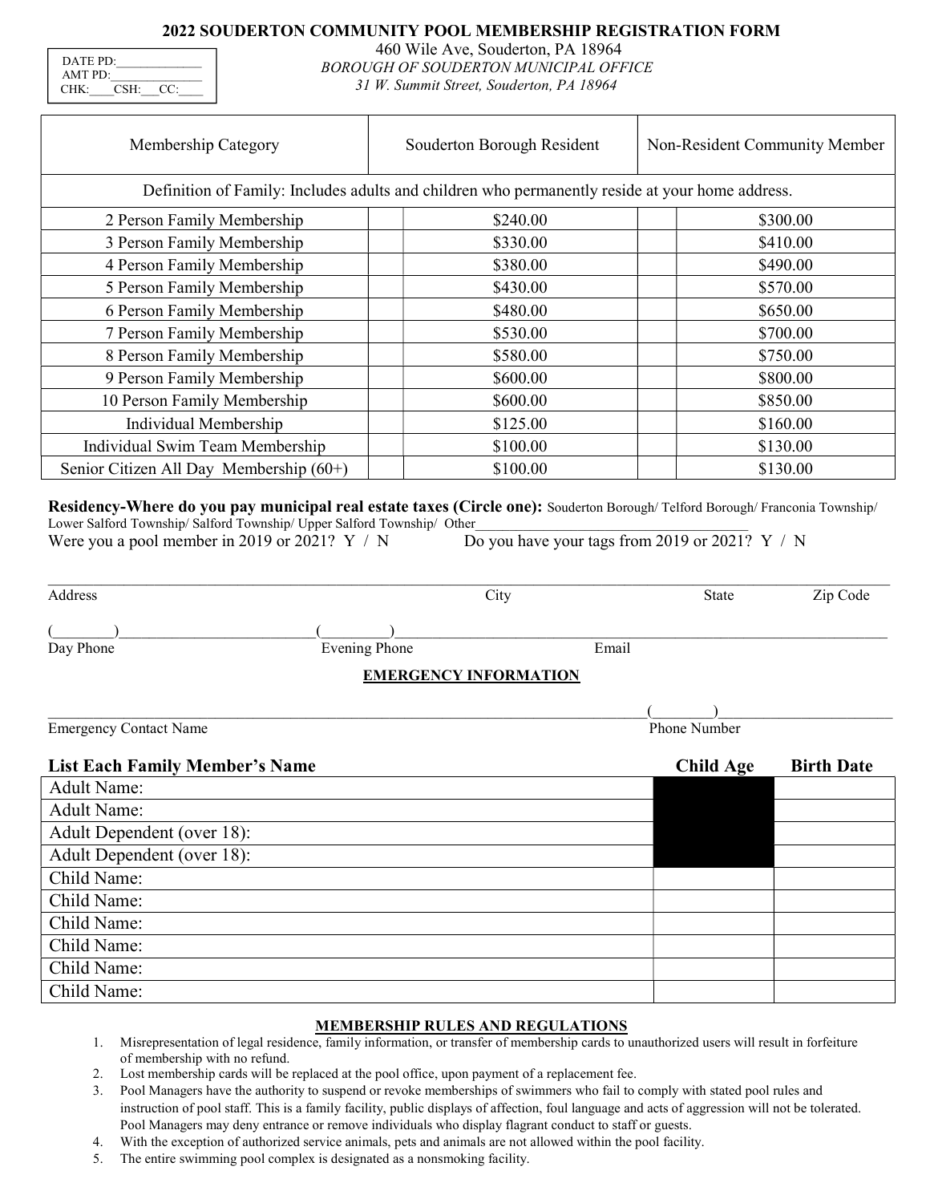# 2022 SOUDERTON COMMUNITY POOL MEMBERSHIP REGISTRATION FORM

| DATE PD:_____________ |
|---|
| AMT PD:_____________ |
| CHK:____CSH:___CC:____ |

460 Wile Ave, Souderton, PA 18964
*BOROUGH OF SOUDERTON MUNICIPAL OFFICE*
*31 W. Summit Street, Souderton, PA 18964*

| Membership Category | | Souderton Borough Resident | | Non-Resident Community Member |
|---|---|---|---|---|
| Definition of Family: Includes adults and children who permanently reside at your home address. | | | | |
| 2 Person Family Membership | | $240.00 | | $300.00 |
| 3 Person Family Membership | | $330.00 | | $410.00 |
| 4 Person Family Membership | | $380.00 | | $490.00 |
| 5 Person Family Membership | | $430.00 | | $570.00 |
| 6 Person Family Membership | | $480.00 | | $650.00 |
| 7 Person Family Membership | | $530.00 | | $700.00 |
| 8 Person Family Membership | | $580.00 | | $750.00 |
| 9 Person Family Membership | | $600.00 | | $800.00 |
| 10 Person Family Membership | | $600.00 | | $850.00 |
| Individual Membership | | $125.00 | | $160.00 |
| Individual Swim Team Membership | | $100.00 | | $130.00 |
| Senior Citizen All Day Membership (60+) | | $100.00 | | $130.00 |

**Residency-Where do you pay municipal real estate taxes (Circle one):** Souderton Borough/ Telford Borough/ Franconia Township/ Lower Salford Township/ Salford Township/ Upper Salford Township/ Other_____________________________________

Were you a pool member in 2019 or 2021? Y / N Do you have your tags from 2019 or 2021? Y / N

___________________________________________________________________________________________

Address City State Zip Code

(________)__________________________(_________)_________________________________________________

Day Phone Evening Phone Email

**EMERGENCY INFORMATION**

_______________________________________________________________________(________)______________________

Emergency Contact Name Phone Number

| List Each Family Member's Name | Child Age | Birth Date |
|---|---|---|
| Adult Name: | | |
| Adult Name: | | |
| Adult Dependent (over 18): | | |
| Adult Dependent (over 18): | | |
| Child Name: | | |
| Child Name: | | |
| Child Name: | | |
| Child Name: | | |
| Child Name: | | |
| Child Name: | | |

## MEMBERSHIP RULES AND REGULATIONS

1. Misrepresentation of legal residence, family information, or transfer of membership cards to unauthorized users will result in forfeiture of membership with no refund.
2. Lost membership cards will be replaced at the pool office, upon payment of a replacement fee.
3. Pool Managers have the authority to suspend or revoke memberships of swimmers who fail to comply with stated pool rules and instruction of pool staff. This is a family facility, public displays of affection, foul language and acts of aggression will not be tolerated. Pool Managers may deny entrance or remove individuals who display flagrant conduct to staff or guests.
4. With the exception of authorized service animals, pets and animals are not allowed within the pool facility.
5. The entire swimming pool complex is designated as a nonsmoking facility.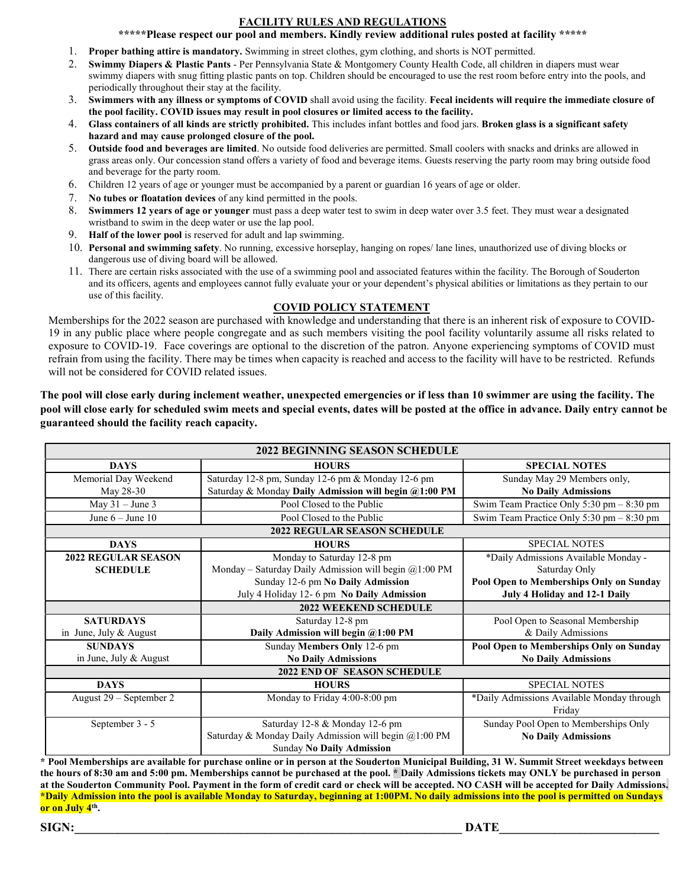## FACILITY RULES AND REGULATIONS

**\*\*\*\*\*Please respect our pool and members. Kindly review additional rules posted at facility \*\*\*\*\***

1. **Proper bathing attire is mandatory.** Swimming in street clothes, gym clothing, and shorts is NOT permitted.
2. **Swimmy Diapers & Plastic Pants** - Per Pennsylvania State & Montgomery County Health Code, all children in diapers must wear swimmy diapers with snug fitting plastic pants on top. Children should be encouraged to use the rest room before entry into the pools, and periodically throughout their stay at the facility.
3. **Swimmers with any illness or symptoms of COVID** shall avoid using the facility. **Fecal incidents will require the immediate closure of the pool facility. COVID issues may result in pool closures or limited access to the facility.**
4. **Glass containers of all kinds are strictly prohibited.** This includes infant bottles and food jars. **Broken glass is a significant safety hazard and may cause prolonged closure of the pool.**
5. **Outside food and beverages are limited**. No outside food deliveries are permitted. Small coolers with snacks and drinks are allowed in grass areas only. Our concession stand offers a variety of food and beverage items. Guests reserving the party room may bring outside food and beverage for the party room.
6. Children 12 years of age or younger must be accompanied by a parent or guardian 16 years of age or older.
7. **No tubes or floatation devices** of any kind permitted in the pools.
8. **Swimmers 12 years of age or younger** must pass a deep water test to swim in deep water over 3.5 feet. They must wear a designated wristband to swim in the deep water or use the lap pool.
9. **Half of the lower pool** is reserved for adult and lap swimming.
10. **Personal and swimming safety**. No running, excessive horseplay, hanging on ropes/ lane lines, unauthorized use of diving blocks or dangerous use of diving board will be allowed.
11. There are certain risks associated with the use of a swimming pool and associated features within the facility. The Borough of Souderton and its officers, agents and employees cannot fully evaluate your or your dependent's physical abilities or limitations as they pertain to our use of this facility.

## COVID POLICY STATEMENT

Memberships for the 2022 season are purchased with knowledge and understanding that there is an inherent risk of exposure to COVID-19 in any public place where people congregate and as such members visiting the pool facility voluntarily assume all risks related to exposure to COVID-19. Face coverings are optional to the discretion of the patron. Anyone experiencing symptoms of COVID must refrain from using the facility. There may be times when capacity is reached and access to the facility will have to be restricted. Refunds will not be considered for COVID related issues.

**The pool will close early during inclement weather, unexpected emergencies or if less than 10 swimmer are using the facility. The pool will close early for scheduled swim meets and special events, dates will be posted at the office in advance. Daily entry cannot be guaranteed should the facility reach capacity.**

| **2022 BEGINNING SEASON SCHEDULE** | | |
|---|---|---|
| **DAYS** | **HOURS** | **SPECIAL NOTES** |
| Memorial Day Weekend May 28-30 | Saturday 12-8 pm, Sunday 12-6 pm & Monday 12-6 pm Saturday & Monday **Daily Admission will begin @1:00 PM** | Sunday May 29 Members only, **No Daily Admissions** |
| May 31 – June 3 | Pool Closed to the Public | Swim Team Practice Only 5:30 pm – 8:30 pm |
| June 6 – June 10 | Pool Closed to the Public | Swim Team Practice Only 5:30 pm – 8:30 pm |
| **2022 REGULAR SEASON SCHEDULE** | | |
| **DAYS** | **HOURS** | SPECIAL NOTES |
| **2022 REGULAR SEASON SCHEDULE** | Monday to Saturday 12-8 pm<br>Monday – Saturday Daily Admission will begin @1:00 PM<br>Sunday 12-6 pm **No Daily Admission**<br>July 4 Holiday 12- 6 pm **No Daily Admission** | \*Daily Admissions Available Monday - Saturday Only<br>**Pool Open to Memberships Only on Sunday July 4 Holiday and 12-1 Daily** |
| | **2022 WEEKEND SCHEDULE** | |
| **SATURDAYS** in June, July & August | Saturday 12-8 pm<br>**Daily Admission will begin @1:00 PM** | Pool Open to Seasonal Membership & Daily Admissions |
| **SUNDAYS** in June, July & August | Sunday **Members Only** 12-6 pm<br>**No Daily Admissions** | **Pool Open to Memberships Only on Sunday No Daily Admissions** |
| **2022 END OF SEASON SCHEDULE** | | |
| **DAYS** | **HOURS** | SPECIAL NOTES |
| August 29 – September 2 | Monday to Friday 4:00-8:00 pm | \*Daily Admissions Available Monday through Friday |
| September 3 - 5 | Saturday 12-8 & Monday 12-6 pm<br>Saturday & Monday Daily Admission will begin @1:00 PM<br>Sunday **No Daily Admission** | Sunday Pool Open to Memberships Only<br>**No Daily Admissions** |

**\* Pool Memberships are available for purchase online or in person at the Souderton Municipal Building, 31 W. Summit Street weekdays between the hours of 8:30 am and 5:00 pm. Memberships cannot be purchased at the pool. \* Daily Admissions tickets may ONLY be purchased in person at the Souderton Community Pool. Payment in the form of credit card or check will be accepted. NO CASH will be accepted for Daily Admissions. \*Daily Admission into the pool is available Monday to Saturday, beginning at 1:00PM. No daily admissions into the pool is permitted on Sundays or on July 4th.**

**SIGN:**\_\_\_\_\_\_\_\_\_\_\_\_\_\_\_\_\_\_\_\_\_\_\_\_\_\_\_\_\_\_\_\_\_\_\_\_\_\_\_\_\_\_\_\_\_\_\_\_\_ **DATE**\_\_\_\_\_\_\_\_\_\_\_\_\_\_\_\_\_\_\_\_\_\_\_\_